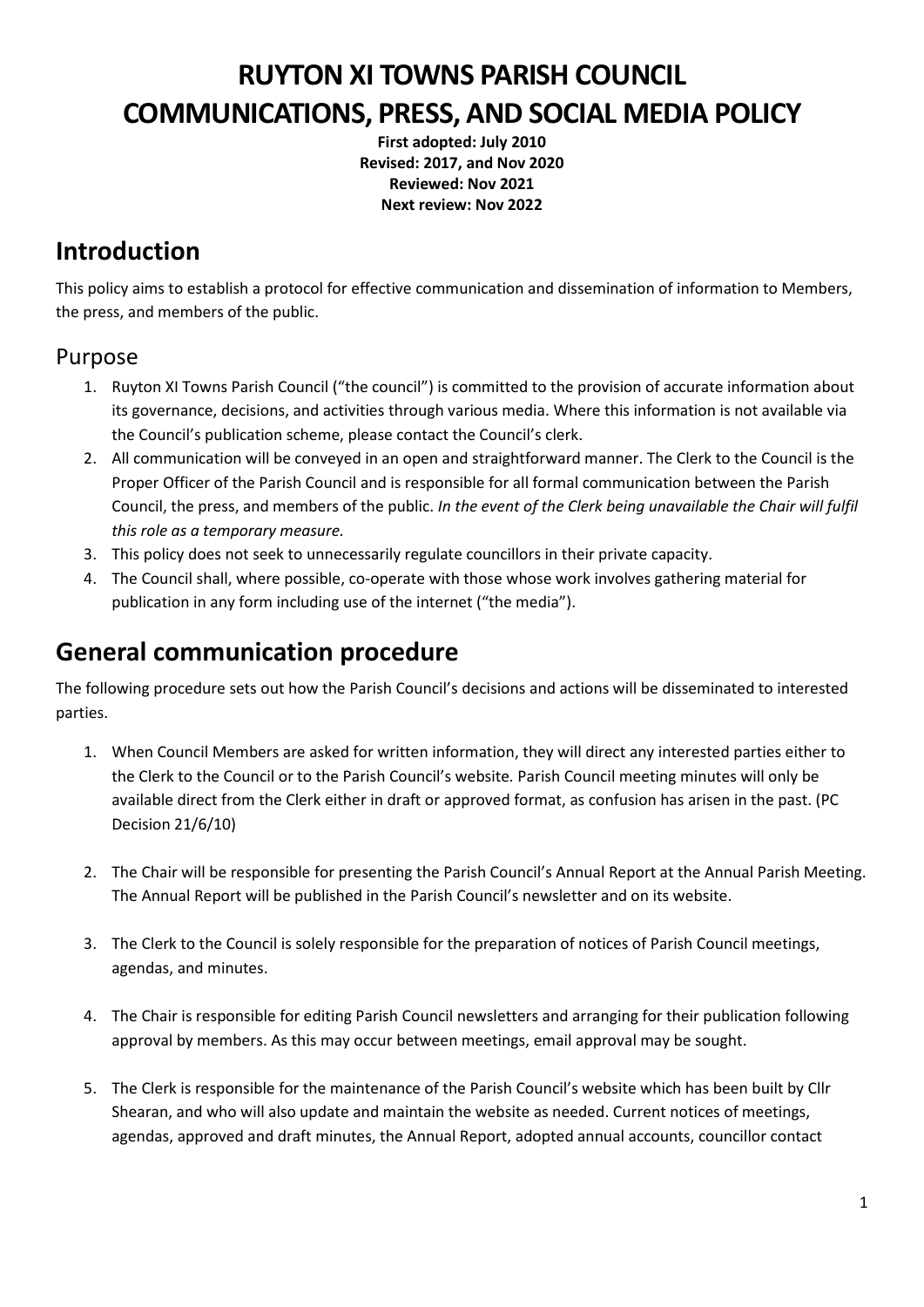# RUYTON XI TOWNS PARISH COUNCIL
# COMMUNICATIONS, PRESS, AND SOCIAL MEDIA POLICY

**First adopted: July 2010**
**Revised: 2017, and Nov 2020**
**Reviewed: Nov 2021**
**Next review: Nov 2022**

## Introduction

This policy aims to establish a protocol for effective communication and dissemination of information to Members, the press, and members of the public.

### Purpose

1. Ruyton XI Towns Parish Council ("the council") is committed to the provision of accurate information about its governance, decisions, and activities through various media. Where this information is not available via the Council's publication scheme, please contact the Council's clerk.
2. All communication will be conveyed in an open and straightforward manner. The Clerk to the Council is the Proper Officer of the Parish Council and is responsible for all formal communication between the Parish Council, the press, and members of the public. *In the event of the Clerk being unavailable the Chair will fulfil this role as a temporary measure.*
3. This policy does not seek to unnecessarily regulate councillors in their private capacity.
4. The Council shall, where possible, co-operate with those whose work involves gathering material for publication in any form including use of the internet ("the media").

## General communication procedure

The following procedure sets out how the Parish Council's decisions and actions will be disseminated to interested parties.

1. When Council Members are asked for written information, they will direct any interested parties either to the Clerk to the Council or to the Parish Council's website. Parish Council meeting minutes will only be available direct from the Clerk either in draft or approved format, as confusion has arisen in the past. (PC Decision 21/6/10)

2. The Chair will be responsible for presenting the Parish Council's Annual Report at the Annual Parish Meeting. The Annual Report will be published in the Parish Council's newsletter and on its website.

3. The Clerk to the Council is solely responsible for the preparation of notices of Parish Council meetings, agendas, and minutes.

4. The Chair is responsible for editing Parish Council newsletters and arranging for their publication following approval by members. As this may occur between meetings, email approval may be sought.

5. The Clerk is responsible for the maintenance of the Parish Council's website which has been built by Cllr Shearan, and who will also update and maintain the website as needed. Current notices of meetings, agendas, approved and draft minutes, the Annual Report, adopted annual accounts, councillor contact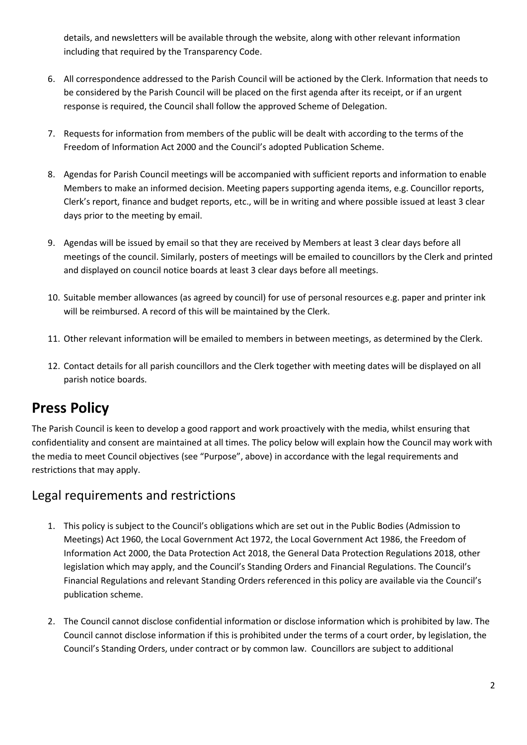details, and newsletters will be available through the website, along with other relevant information including that required by the Transparency Code.

6. All correspondence addressed to the Parish Council will be actioned by the Clerk. Information that needs to be considered by the Parish Council will be placed on the first agenda after its receipt, or if an urgent response is required, the Council shall follow the approved Scheme of Delegation.

7. Requests for information from members of the public will be dealt with according to the terms of the Freedom of Information Act 2000 and the Council's adopted Publication Scheme.

8. Agendas for Parish Council meetings will be accompanied with sufficient reports and information to enable Members to make an informed decision. Meeting papers supporting agenda items, e.g. Councillor reports, Clerk's report, finance and budget reports, etc., will be in writing and where possible issued at least 3 clear days prior to the meeting by email.

9. Agendas will be issued by email so that they are received by Members at least 3 clear days before all meetings of the council. Similarly, posters of meetings will be emailed to councillors by the Clerk and printed and displayed on council notice boards at least 3 clear days before all meetings.

10. Suitable member allowances (as agreed by council) for use of personal resources e.g. paper and printer ink will be reimbursed. A record of this will be maintained by the Clerk.

11. Other relevant information will be emailed to members in between meetings, as determined by the Clerk.

12. Contact details for all parish councillors and the Clerk together with meeting dates will be displayed on all parish notice boards.

# Press Policy

The Parish Council is keen to develop a good rapport and work proactively with the media, whilst ensuring that confidentiality and consent are maintained at all times. The policy below will explain how the Council may work with the media to meet Council objectives (see "Purpose", above) in accordance with the legal requirements and restrictions that may apply.

## Legal requirements and restrictions

1. This policy is subject to the Council's obligations which are set out in the Public Bodies (Admission to Meetings) Act 1960, the Local Government Act 1972, the Local Government Act 1986, the Freedom of Information Act 2000, the Data Protection Act 2018, the General Data Protection Regulations 2018, other legislation which may apply, and the Council's Standing Orders and Financial Regulations. The Council's Financial Regulations and relevant Standing Orders referenced in this policy are available via the Council's publication scheme.

2. The Council cannot disclose confidential information or disclose information which is prohibited by law. The Council cannot disclose information if this is prohibited under the terms of a court order, by legislation, the Council's Standing Orders, under contract or by common law. Councillors are subject to additional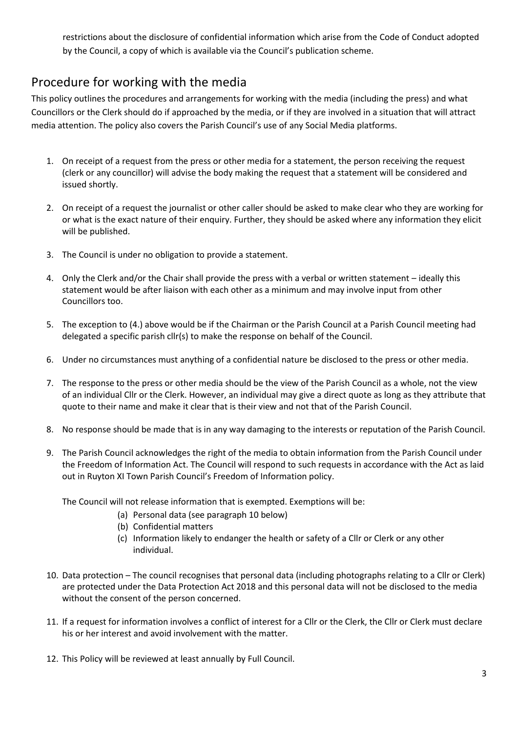restrictions about the disclosure of confidential information which arise from the Code of Conduct adopted by the Council, a copy of which is available via the Council's publication scheme.

## Procedure for working with the media

This policy outlines the procedures and arrangements for working with the media (including the press) and what Councillors or the Clerk should do if approached by the media, or if they are involved in a situation that will attract media attention. The policy also covers the Parish Council's use of any Social Media platforms.

1. On receipt of a request from the press or other media for a statement, the person receiving the request (clerk or any councillor) will advise the body making the request that a statement will be considered and issued shortly.

2. On receipt of a request the journalist or other caller should be asked to make clear who they are working for or what is the exact nature of their enquiry. Further, they should be asked where any information they elicit will be published.

3. The Council is under no obligation to provide a statement.

4. Only the Clerk and/or the Chair shall provide the press with a verbal or written statement – ideally this statement would be after liaison with each other as a minimum and may involve input from other Councillors too.

5. The exception to (4.) above would be if the Chairman or the Parish Council at a Parish Council meeting had delegated a specific parish cllr(s) to make the response on behalf of the Council.

6. Under no circumstances must anything of a confidential nature be disclosed to the press or other media.

7. The response to the press or other media should be the view of the Parish Council as a whole, not the view of an individual Cllr or the Clerk. However, an individual may give a direct quote as long as they attribute that quote to their name and make it clear that is their view and not that of the Parish Council.

8. No response should be made that is in any way damaging to the interests or reputation of the Parish Council.

9. The Parish Council acknowledges the right of the media to obtain information from the Parish Council under the Freedom of Information Act. The Council will respond to such requests in accordance with the Act as laid out in Ruyton XI Town Parish Council's Freedom of Information policy.

   The Council will not release information that is exempted. Exemptions will be:

   (a) Personal data (see paragraph 10 below)
   (b) Confidential matters
   (c) Information likely to endanger the health or safety of a Cllr or Clerk or any other individual.

10. Data protection – The council recognises that personal data (including photographs relating to a Cllr or Clerk) are protected under the Data Protection Act 2018 and this personal data will not be disclosed to the media without the consent of the person concerned.

11. If a request for information involves a conflict of interest for a Cllr or the Clerk, the Cllr or Clerk must declare his or her interest and avoid involvement with the matter.

12. This Policy will be reviewed at least annually by Full Council.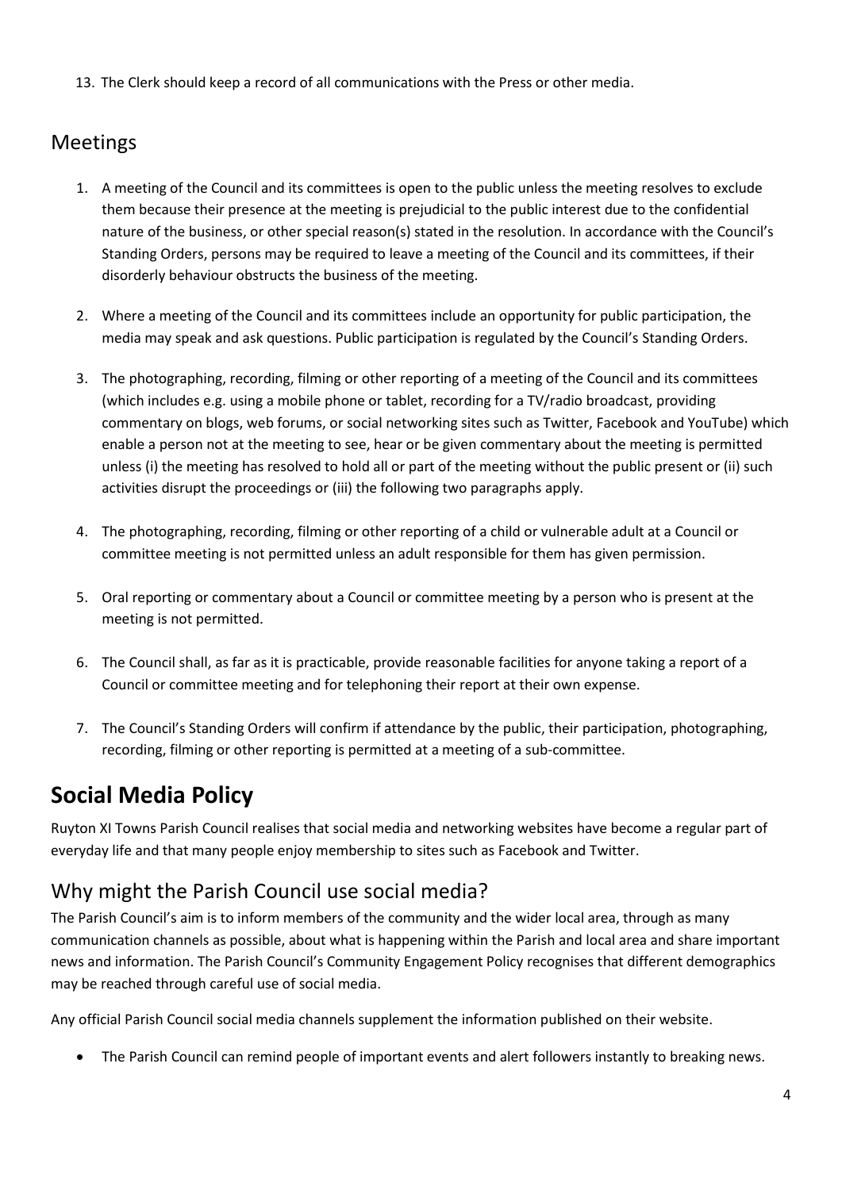13. The Clerk should keep a record of all communications with the Press or other media.

## Meetings

1. A meeting of the Council and its committees is open to the public unless the meeting resolves to exclude them because their presence at the meeting is prejudicial to the public interest due to the confidential nature of the business, or other special reason(s) stated in the resolution. In accordance with the Council's Standing Orders, persons may be required to leave a meeting of the Council and its committees, if their disorderly behaviour obstructs the business of the meeting.

2. Where a meeting of the Council and its committees include an opportunity for public participation, the media may speak and ask questions. Public participation is regulated by the Council's Standing Orders.

3. The photographing, recording, filming or other reporting of a meeting of the Council and its committees (which includes e.g. using a mobile phone or tablet, recording for a TV/radio broadcast, providing commentary on blogs, web forums, or social networking sites such as Twitter, Facebook and YouTube) which enable a person not at the meeting to see, hear or be given commentary about the meeting is permitted unless (i) the meeting has resolved to hold all or part of the meeting without the public present or (ii) such activities disrupt the proceedings or (iii) the following two paragraphs apply.

4. The photographing, recording, filming or other reporting of a child or vulnerable adult at a Council or committee meeting is not permitted unless an adult responsible for them has given permission.

5. Oral reporting or commentary about a Council or committee meeting by a person who is present at the meeting is not permitted.

6. The Council shall, as far as it is practicable, provide reasonable facilities for anyone taking a report of a Council or committee meeting and for telephoning their report at their own expense.

7. The Council's Standing Orders will confirm if attendance by the public, their participation, photographing, recording, filming or other reporting is permitted at a meeting of a sub-committee.

# Social Media Policy

Ruyton XI Towns Parish Council realises that social media and networking websites have become a regular part of everyday life and that many people enjoy membership to sites such as Facebook and Twitter.

## Why might the Parish Council use social media?

The Parish Council's aim is to inform members of the community and the wider local area, through as many communication channels as possible, about what is happening within the Parish and local area and share important news and information. The Parish Council's Community Engagement Policy recognises that different demographics may be reached through careful use of social media.

Any official Parish Council social media channels supplement the information published on their website.

- The Parish Council can remind people of important events and alert followers instantly to breaking news.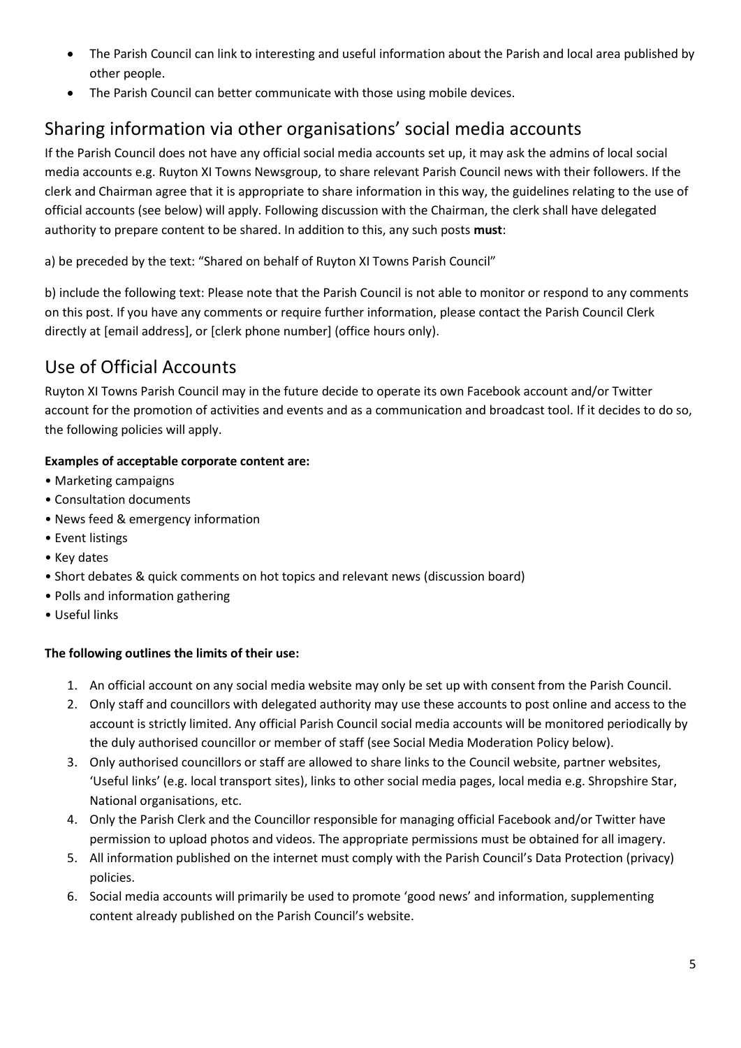- The Parish Council can link to interesting and useful information about the Parish and local area published by other people.
- The Parish Council can better communicate with those using mobile devices.

## Sharing information via other organisations' social media accounts

If the Parish Council does not have any official social media accounts set up, it may ask the admins of local social media accounts e.g. Ruyton XI Towns Newsgroup, to share relevant Parish Council news with their followers. If the clerk and Chairman agree that it is appropriate to share information in this way, the guidelines relating to the use of official accounts (see below) will apply. Following discussion with the Chairman, the clerk shall have delegated authority to prepare content to be shared. In addition to this, any such posts **must**:

a) be preceded by the text: "Shared on behalf of Ruyton XI Towns Parish Council"

b) include the following text: Please note that the Parish Council is not able to monitor or respond to any comments on this post. If you have any comments or require further information, please contact the Parish Council Clerk directly at [email address], or [clerk phone number] (office hours only).

## Use of Official Accounts

Ruyton XI Towns Parish Council may in the future decide to operate its own Facebook account and/or Twitter account for the promotion of activities and events and as a communication and broadcast tool. If it decides to do so, the following policies will apply.

**Examples of acceptable corporate content are:**

- Marketing campaigns
- Consultation documents
- News feed & emergency information
- Event listings
- Key dates
- Short debates & quick comments on hot topics and relevant news (discussion board)
- Polls and information gathering
- Useful links

**The following outlines the limits of their use:**

1. An official account on any social media website may only be set up with consent from the Parish Council.
2. Only staff and councillors with delegated authority may use these accounts to post online and access to the account is strictly limited. Any official Parish Council social media accounts will be monitored periodically by the duly authorised councillor or member of staff (see Social Media Moderation Policy below).
3. Only authorised councillors or staff are allowed to share links to the Council website, partner websites, 'Useful links' (e.g. local transport sites), links to other social media pages, local media e.g. Shropshire Star, National organisations, etc.
4. Only the Parish Clerk and the Councillor responsible for managing official Facebook and/or Twitter have permission to upload photos and videos. The appropriate permissions must be obtained for all imagery.
5. All information published on the internet must comply with the Parish Council's Data Protection (privacy) policies.
6. Social media accounts will primarily be used to promote 'good news' and information, supplementing content already published on the Parish Council's website.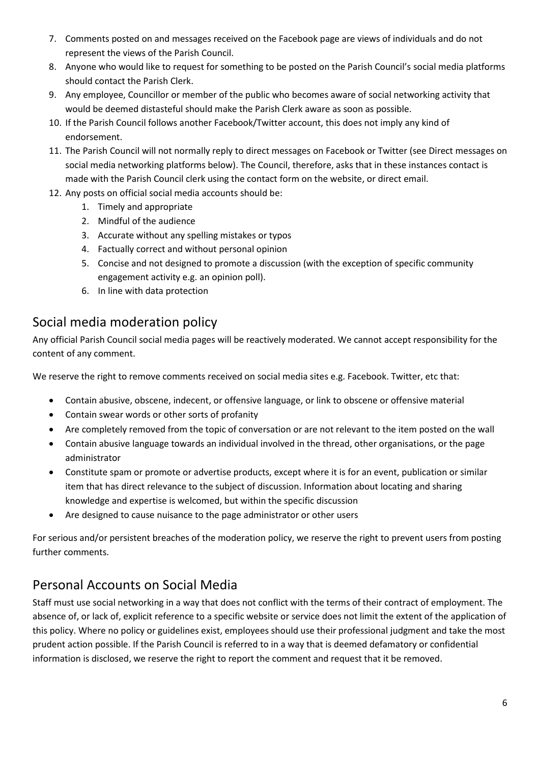7. Comments posted on and messages received on the Facebook page are views of individuals and do not represent the views of the Parish Council.
8. Anyone who would like to request for something to be posted on the Parish Council's social media platforms should contact the Parish Clerk.
9. Any employee, Councillor or member of the public who becomes aware of social networking activity that would be deemed distasteful should make the Parish Clerk aware as soon as possible.
10. If the Parish Council follows another Facebook/Twitter account, this does not imply any kind of endorsement.
11. The Parish Council will not normally reply to direct messages on Facebook or Twitter (see Direct messages on social media networking platforms below). The Council, therefore, asks that in these instances contact is made with the Parish Council clerk using the contact form on the website, or direct email.
12. Any posts on official social media accounts should be:
    1. Timely and appropriate
    2. Mindful of the audience
    3. Accurate without any spelling mistakes or typos
    4. Factually correct and without personal opinion
    5. Concise and not designed to promote a discussion (with the exception of specific community engagement activity e.g. an opinion poll).
    6. In line with data protection

## Social media moderation policy

Any official Parish Council social media pages will be reactively moderated. We cannot accept responsibility for the content of any comment.

We reserve the right to remove comments received on social media sites e.g. Facebook. Twitter, etc that:

- Contain abusive, obscene, indecent, or offensive language, or link to obscene or offensive material
- Contain swear words or other sorts of profanity
- Are completely removed from the topic of conversation or are not relevant to the item posted on the wall
- Contain abusive language towards an individual involved in the thread, other organisations, or the page administrator
- Constitute spam or promote or advertise products, except where it is for an event, publication or similar item that has direct relevance to the subject of discussion. Information about locating and sharing knowledge and expertise is welcomed, but within the specific discussion
- Are designed to cause nuisance to the page administrator or other users

For serious and/or persistent breaches of the moderation policy, we reserve the right to prevent users from posting further comments.

## Personal Accounts on Social Media

Staff must use social networking in a way that does not conflict with the terms of their contract of employment. The absence of, or lack of, explicit reference to a specific website or service does not limit the extent of the application of this policy. Where no policy or guidelines exist, employees should use their professional judgment and take the most prudent action possible. If the Parish Council is referred to in a way that is deemed defamatory or confidential information is disclosed, we reserve the right to report the comment and request that it be removed.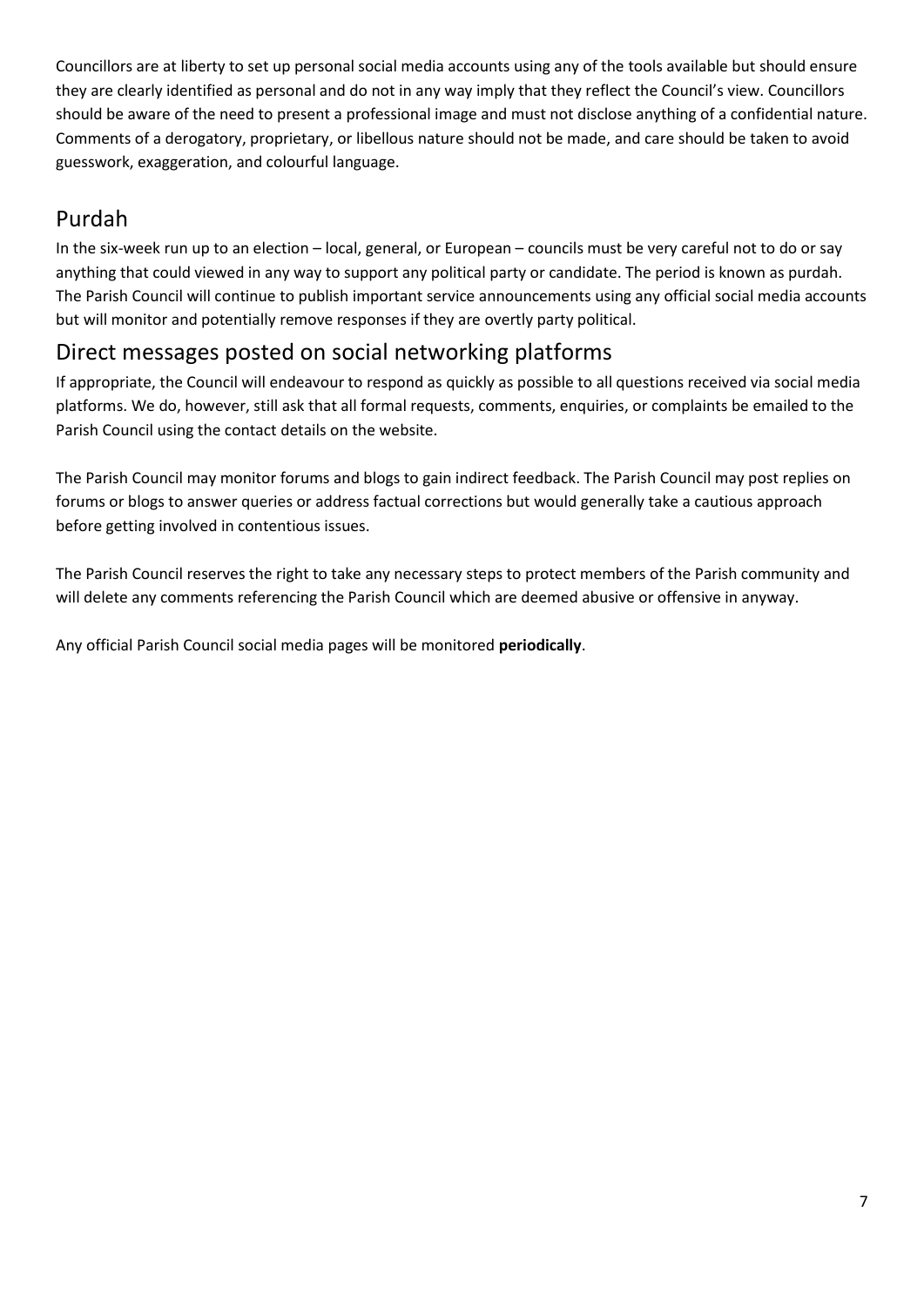Councillors are at liberty to set up personal social media accounts using any of the tools available but should ensure they are clearly identified as personal and do not in any way imply that they reflect the Council's view. Councillors should be aware of the need to present a professional image and must not disclose anything of a confidential nature. Comments of a derogatory, proprietary, or libellous nature should not be made, and care should be taken to avoid guesswork, exaggeration, and colourful language.

## Purdah

In the six-week run up to an election – local, general, or European – councils must be very careful not to do or say anything that could viewed in any way to support any political party or candidate. The period is known as purdah. The Parish Council will continue to publish important service announcements using any official social media accounts but will monitor and potentially remove responses if they are overtly party political.

## Direct messages posted on social networking platforms

If appropriate, the Council will endeavour to respond as quickly as possible to all questions received via social media platforms. We do, however, still ask that all formal requests, comments, enquiries, or complaints be emailed to the Parish Council using the contact details on the website.

The Parish Council may monitor forums and blogs to gain indirect feedback. The Parish Council may post replies on forums or blogs to answer queries or address factual corrections but would generally take a cautious approach before getting involved in contentious issues.

The Parish Council reserves the right to take any necessary steps to protect members of the Parish community and will delete any comments referencing the Parish Council which are deemed abusive or offensive in anyway.

Any official Parish Council social media pages will be monitored **periodically**.